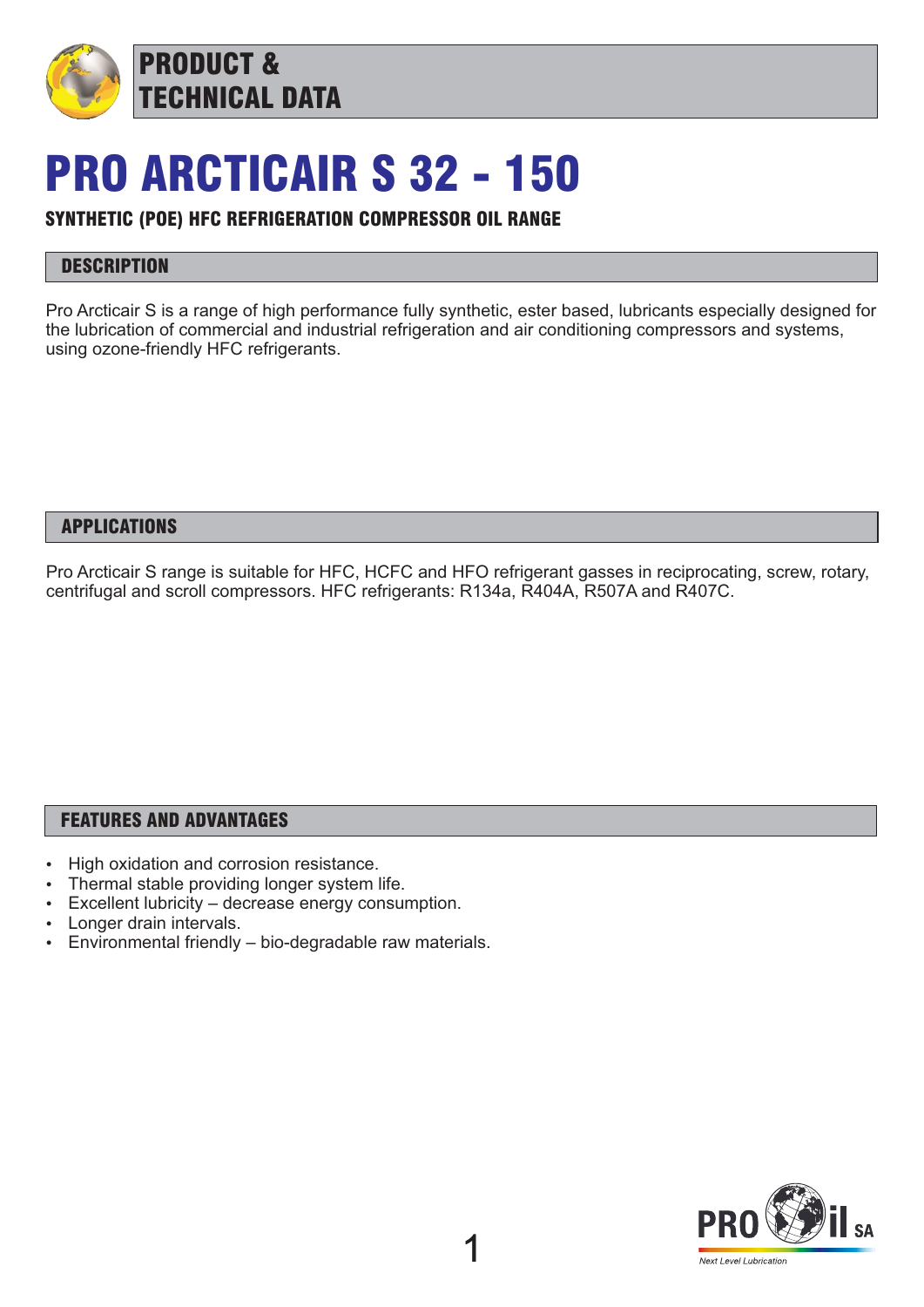# PRODUCT & TECHNICAL DATA

# PRO ARCTICAIR S 32 - 150

### SYNTHETIC (POE) HFC REFRIGERATION COMPRESSOR OIL RANGE

## DESCRIPTION

Pro Arcticair S is a range of high performance fully synthetic, ester based, lubricants especially designed for the lubrication of commercial and industrial refrigeration and air conditioning compressors and systems, using ozone-friendly HFC refrigerants.

## APPLICATIONS

Pro Arcticair S range is suitable for HFC, HCFC and HFO refrigerant gasses in reciprocating, screw, rotary, centrifugal and scroll compressors. HFC refrigerants: R134a, R404A, R507A and R407C.

## FEATURES AND ADVANTAGES

- High oxidation and corrosion resistance.
- Thermal stable providing longer system life.
- Excellent lubricity – decrease energy consumption.
- Longer drain intervals.
- Environmental friendly – bio-degradable raw materials.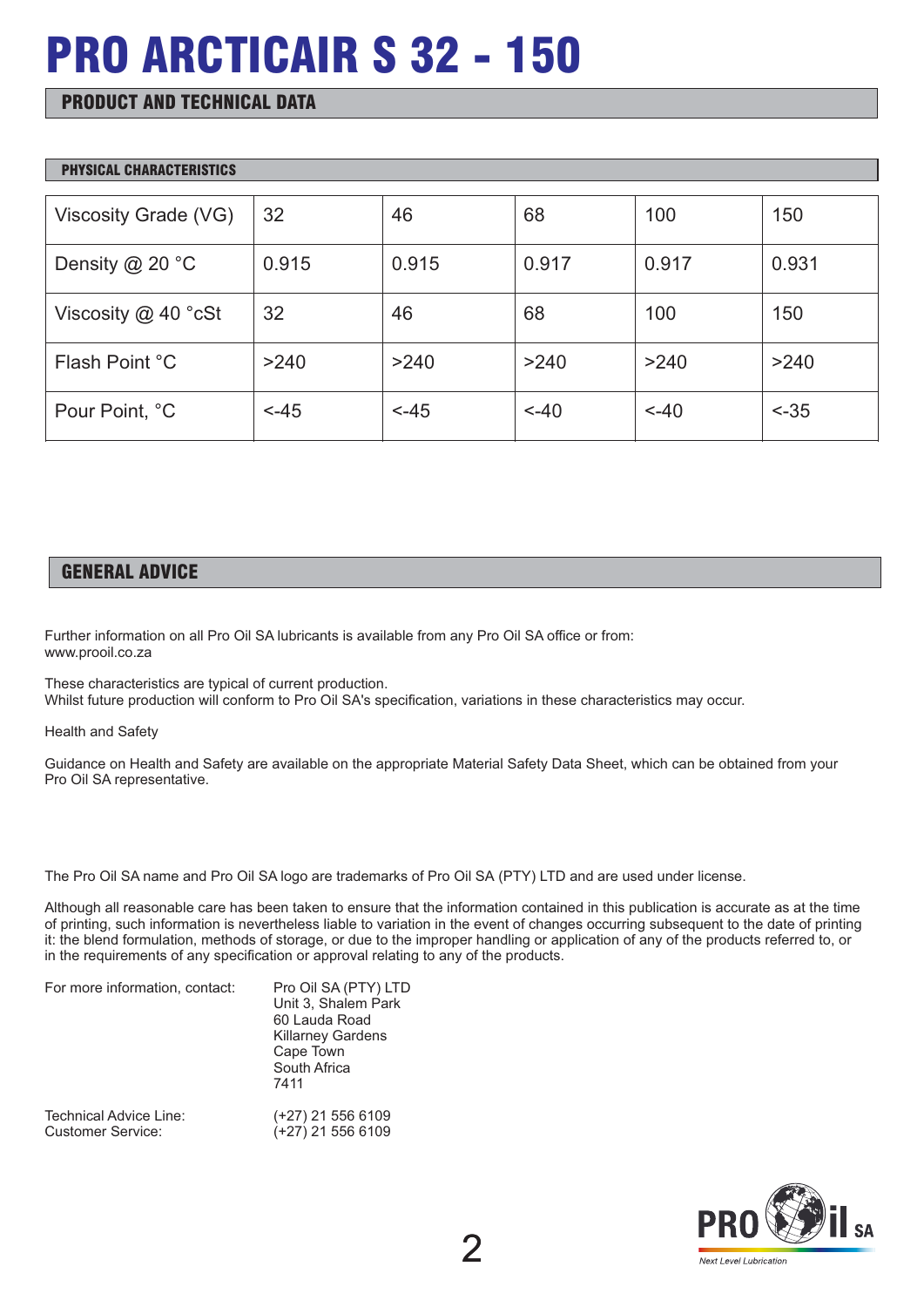# PRO ARCTICAIR S 32 - 150

## PRODUCT AND TECHNICAL DATA

### PHYSICAL CHARACTERISTICS

| | | | | | |
|---|---|---|---|---|---|
| Viscosity Grade (VG) | 32 | 46 | 68 | 100 | 150 |
| Density @ 20 °C | 0.915 | 0.915 | 0.917 | 0.917 | 0.931 |
| Viscosity @ 40 °cSt | 32 | 46 | 68 | 100 | 150 |
| Flash Point °C | >240 | >240 | >240 | >240 | >240 |
| Pour Point, °C | <-45 | <-45 | <-40 | <-40 | <-35 |

## GENERAL ADVICE

Further information on all Pro Oil SA lubricants is available from any Pro Oil SA office or from:
www.prooil.co.za

These characteristics are typical of current production.
Whilst future production will conform to Pro Oil SA's specification, variations in these characteristics may occur.

Health and Safety

Guidance on Health and Safety are available on the appropriate Material Safety Data Sheet, which can be obtained from your Pro Oil SA representative.

The Pro Oil SA name and Pro Oil SA logo are trademarks of Pro Oil SA (PTY) LTD and are used under license.

Although all reasonable care has been taken to ensure that the information contained in this publication is accurate as at the time of printing, such information is nevertheless liable to variation in the event of changes occurring subsequent to the date of printing it: the blend formulation, methods of storage, or due to the improper handling or application of any of the products referred to, or in the requirements of any specification or approval relating to any of the products.

For more information, contact:

Pro Oil SA (PTY) LTD
Unit 3, Shalem Park
60 Lauda Road
Killarney Gardens
Cape Town
South Africa
7411

Technical Advice Line: (+27) 21 556 6109
Customer Service: (+27) 21 556 6109

PRO Oil SA
*Next Level Lubrication*